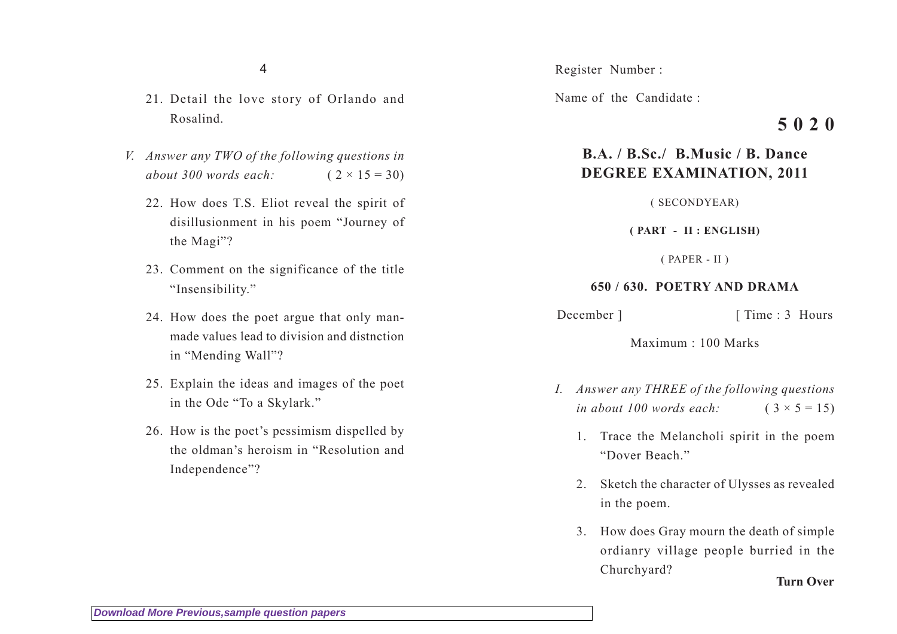21. Detail the love story of Orlando and Rosalind.

V. *Answer any TWO of the following questions in about 300 words each:* ( 2 × 15 = 30)

22. How does T.S. Eliot reveal the spirit of disillusionment in his poem "Journey of the Magi"?

23. Comment on the significance of the title "Insensibility."

24. How does the poet argue that only man-made values lead to division and distnction in "Mending Wall"?

25. Explain the ideas and images of the poet in the Ode "To a Skylark."

26. How is the poet's pessimism dispelled by the oldman's heroism in "Resolution and Independence"?

Register Number :

Name of the Candidate :

**5 0 2 0**

## B.A. / B.Sc./ B.Music / B. Dance DEGREE EXAMINATION, 2011

( SECONDYEAR)

**( PART - II : ENGLISH)**

( PAPER - II )

### 650 / 630. POETRY AND DRAMA

December ] [ Time : 3 Hours

Maximum : 100 Marks

I. *Answer any THREE of the following questions in about 100 words each:* ( 3 × 5 = 15)

1. Trace the Melancholi spirit in the poem "Dover Beach."

2. Sketch the character of Ulysses as revealed in the poem.

3. How does Gray mourn the death of simple ordianry village people burried in the Churchyard?

**Turn Over**

*Download More Previous,sample question papers*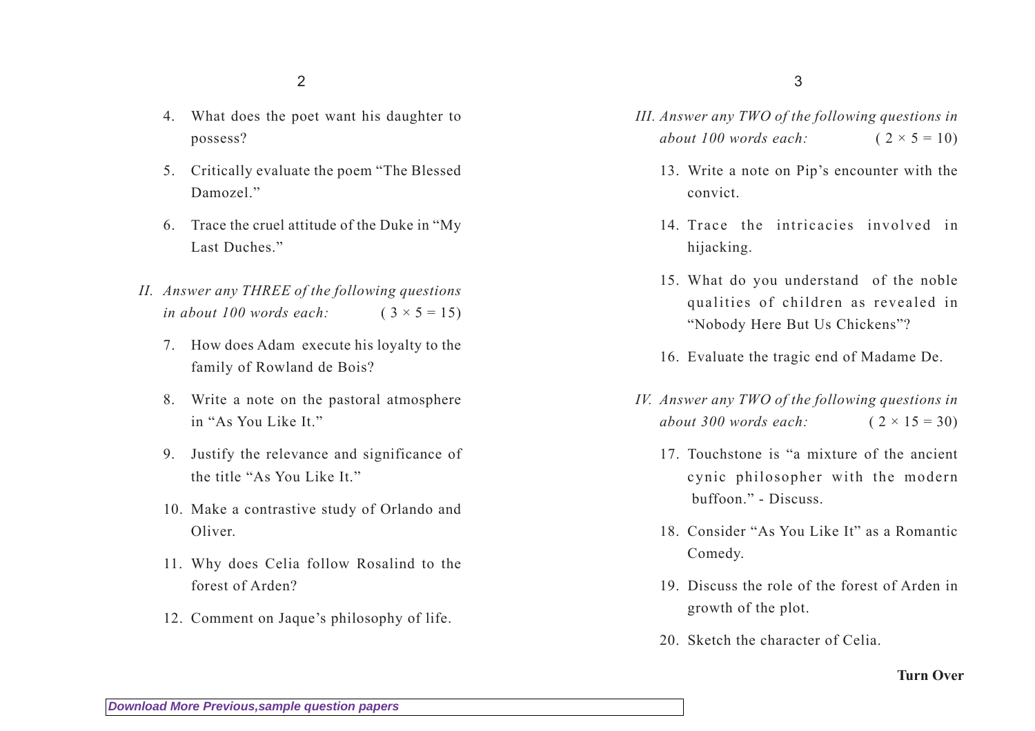4. What does the poet want his daughter to possess?

5. Critically evaluate the poem "The Blessed Damozel."

6. Trace the cruel attitude of the Duke in "My Last Duches."

II. *Answer any THREE of the following questions in about 100 words each:* ( 3 × 5 = 15)

7. How does Adam execute his loyalty to the family of Rowland de Bois?

8. Write a note on the pastoral atmosphere in "As You Like It."

9. Justify the relevance and significance of the title "As You Like It."

10. Make a contrastive study of Orlando and Oliver.

11. Why does Celia follow Rosalind to the forest of Arden?

12. Comment on Jaque's philosophy of life.

III. *Answer any TWO of the following questions in about 100 words each:* ( 2 × 5 = 10)

13. Write a note on Pip's encounter with the convict.

14. Trace the intricacies involved in hijacking.

15. What do you understand of the noble qualities of children as revealed in "Nobody Here But Us Chickens"?

16. Evaluate the tragic end of Madame De.

IV. *Answer any TWO of the following questions in about 300 words each:* ( 2 × 15 = 30)

17. Touchstone is "a mixture of the ancient cynic philosopher with the modern buffoon." - Discuss.

18. Consider "As You Like It" as a Romantic Comedy.

19. Discuss the role of the forest of Arden in growth of the plot.

20. Sketch the character of Celia.

**Turn Over**